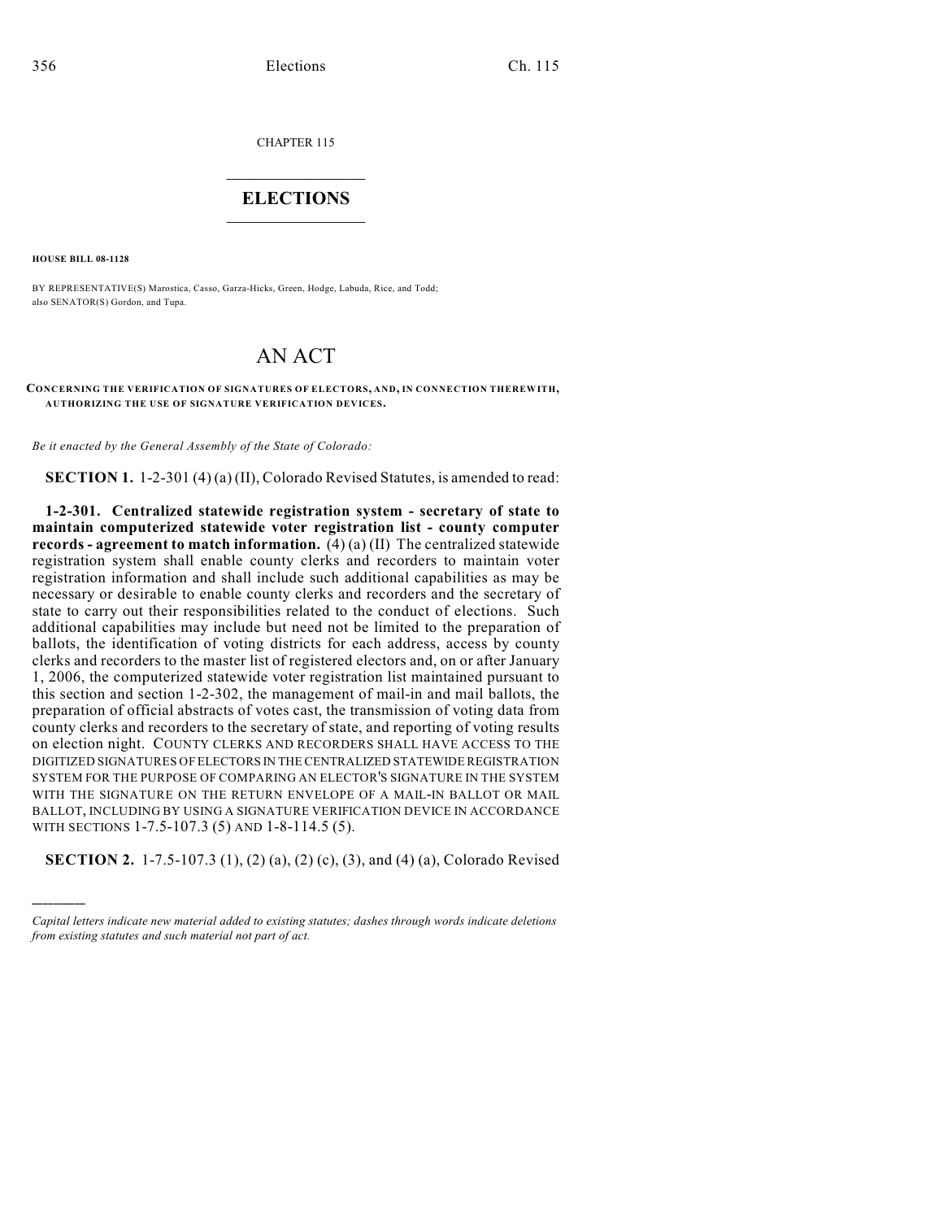CHAPTER 115

# ELECTIONS

**HOUSE BILL 08-1128**

BY REPRESENTATIVE(S) Marostica, Casso, Garza-Hicks, Green, Hodge, Labuda, Rice, and Todd; also SENATOR(S) Gordon, and Tupa.

# AN ACT

**CONCERNING THE VERIFICATION OF SIGNATURES OF ELECTORS, AND, IN CONNECTION THEREWITH, AUTHORIZING THE USE OF SIGNATURE VERIFICATION DEVICES.**

*Be it enacted by the General Assembly of the State of Colorado:*

**SECTION 1.** 1-2-301 (4) (a) (II), Colorado Revised Statutes, is amended to read:

**1-2-301. Centralized statewide registration system - secretary of state to maintain computerized statewide voter registration list - county computer records - agreement to match information.** (4) (a) (II) The centralized statewide registration system shall enable county clerks and recorders to maintain voter registration information and shall include such additional capabilities as may be necessary or desirable to enable county clerks and recorders and the secretary of state to carry out their responsibilities related to the conduct of elections. Such additional capabilities may include but need not be limited to the preparation of ballots, the identification of voting districts for each address, access by county clerks and recorders to the master list of registered electors and, on or after January 1, 2006, the computerized statewide voter registration list maintained pursuant to this section and section 1-2-302, the management of mail-in and mail ballots, the preparation of official abstracts of votes cast, the transmission of voting data from county clerks and recorders to the secretary of state, and reporting of voting results on election night. COUNTY CLERKS AND RECORDERS SHALL HAVE ACCESS TO THE DIGITIZED SIGNATURES OF ELECTORS IN THE CENTRALIZED STATEWIDE REGISTRATION SYSTEM FOR THE PURPOSE OF COMPARING AN ELECTOR'S SIGNATURE IN THE SYSTEM WITH THE SIGNATURE ON THE RETURN ENVELOPE OF A MAIL-IN BALLOT OR MAIL BALLOT, INCLUDING BY USING A SIGNATURE VERIFICATION DEVICE IN ACCORDANCE WITH SECTIONS 1-7.5-107.3 (5) AND 1-8-114.5 (5).

**SECTION 2.** 1-7.5-107.3 (1), (2) (a), (2) (c), (3), and (4) (a), Colorado Revised

---

*Capital letters indicate new material added to existing statutes; dashes through words indicate deletions from existing statutes and such material not part of act.*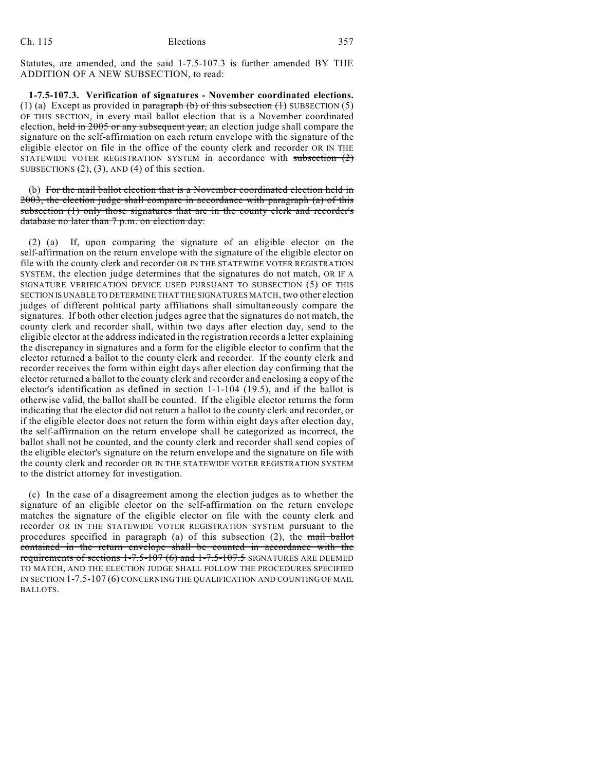Statutes, are amended, and the said 1-7.5-107.3 is further amended BY THE ADDITION OF A NEW SUBSECTION, to read:

**1-7.5-107.3. Verification of signatures - November coordinated elections.** (1) (a) Except as provided in ~~paragraph (b) of this subsection (1)~~ SUBSECTION (5) OF THIS SECTION, in every mail ballot election that is a November coordinated election, ~~held in 2005 or any subsequent year,~~ an election judge shall compare the signature on the self-affirmation on each return envelope with the signature of the eligible elector on file in the office of the county clerk and recorder OR IN THE STATEWIDE VOTER REGISTRATION SYSTEM in accordance with ~~subsection (2)~~ SUBSECTIONS (2), (3), AND (4) of this section.

(b) ~~For the mail ballot election that is a November coordinated election held in 2003, the election judge shall compare in accordance with paragraph (a) of this subsection (1) only those signatures that are in the county clerk and recorder's database no later than 7 p.m. on election day.~~

(2) (a) If, upon comparing the signature of an eligible elector on the self-affirmation on the return envelope with the signature of the eligible elector on file with the county clerk and recorder OR IN THE STATEWIDE VOTER REGISTRATION SYSTEM, the election judge determines that the signatures do not match, OR IF A SIGNATURE VERIFICATION DEVICE USED PURSUANT TO SUBSECTION (5) OF THIS SECTION IS UNABLE TO DETERMINE THAT THE SIGNATURES MATCH, two other election judges of different political party affiliations shall simultaneously compare the signatures. If both other election judges agree that the signatures do not match, the county clerk and recorder shall, within two days after election day, send to the eligible elector at the address indicated in the registration records a letter explaining the discrepancy in signatures and a form for the eligible elector to confirm that the elector returned a ballot to the county clerk and recorder. If the county clerk and recorder receives the form within eight days after election day confirming that the elector returned a ballot to the county clerk and recorder and enclosing a copy of the elector's identification as defined in section 1-1-104 (19.5), and if the ballot is otherwise valid, the ballot shall be counted. If the eligible elector returns the form indicating that the elector did not return a ballot to the county clerk and recorder, or if the eligible elector does not return the form within eight days after election day, the self-affirmation on the return envelope shall be categorized as incorrect, the ballot shall not be counted, and the county clerk and recorder shall send copies of the eligible elector's signature on the return envelope and the signature on file with the county clerk and recorder OR IN THE STATEWIDE VOTER REGISTRATION SYSTEM to the district attorney for investigation.

(c) In the case of a disagreement among the election judges as to whether the signature of an eligible elector on the self-affirmation on the return envelope matches the signature of the eligible elector on file with the county clerk and recorder OR IN THE STATEWIDE VOTER REGISTRATION SYSTEM pursuant to the procedures specified in paragraph (a) of this subsection (2), the ~~mail ballot contained in the return envelope shall be counted in accordance with the requirements of sections 1-7.5-107 (6) and 1-7.5-107.5~~ SIGNATURES ARE DEEMED TO MATCH, AND THE ELECTION JUDGE SHALL FOLLOW THE PROCEDURES SPECIFIED IN SECTION 1-7.5-107 (6) CONCERNING THE QUALIFICATION AND COUNTING OF MAIL BALLOTS.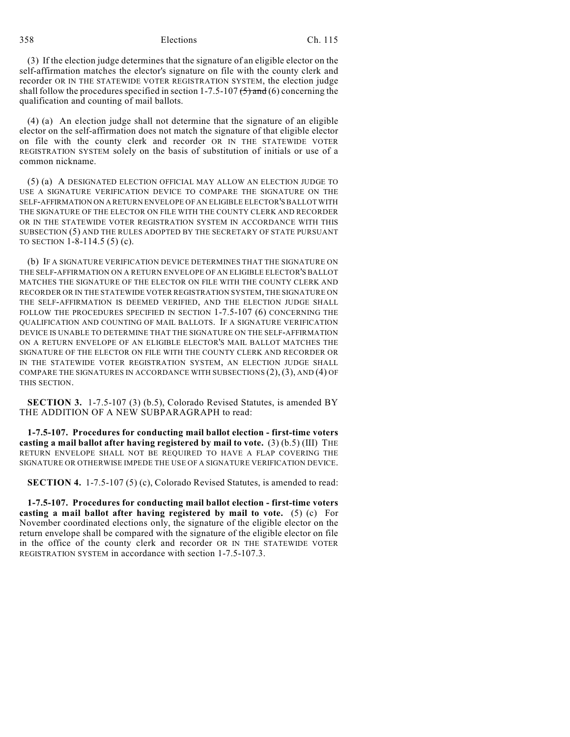(3) If the election judge determines that the signature of an eligible elector on the self-affirmation matches the elector's signature on file with the county clerk and recorder OR IN THE STATEWIDE VOTER REGISTRATION SYSTEM, the election judge shall follow the procedures specified in section 1-7.5-107 ~~(5) and~~ (6) concerning the qualification and counting of mail ballots.

(4) (a) An election judge shall not determine that the signature of an eligible elector on the self-affirmation does not match the signature of that eligible elector on file with the county clerk and recorder OR IN THE STATEWIDE VOTER REGISTRATION SYSTEM solely on the basis of substitution of initials or use of a common nickname.

(5) (a) A DESIGNATED ELECTION OFFICIAL MAY ALLOW AN ELECTION JUDGE TO USE A SIGNATURE VERIFICATION DEVICE TO COMPARE THE SIGNATURE ON THE SELF-AFFIRMATION ON A RETURN ENVELOPE OF AN ELIGIBLE ELECTOR'S BALLOT WITH THE SIGNATURE OF THE ELECTOR ON FILE WITH THE COUNTY CLERK AND RECORDER OR IN THE STATEWIDE VOTER REGISTRATION SYSTEM IN ACCORDANCE WITH THIS SUBSECTION (5) AND THE RULES ADOPTED BY THE SECRETARY OF STATE PURSUANT TO SECTION 1-8-114.5 (5) (c).

(b) IF A SIGNATURE VERIFICATION DEVICE DETERMINES THAT THE SIGNATURE ON THE SELF-AFFIRMATION ON A RETURN ENVELOPE OF AN ELIGIBLE ELECTOR'S BALLOT MATCHES THE SIGNATURE OF THE ELECTOR ON FILE WITH THE COUNTY CLERK AND RECORDER OR IN THE STATEWIDE VOTER REGISTRATION SYSTEM, THE SIGNATURE ON THE SELF-AFFIRMATION IS DEEMED VERIFIED, AND THE ELECTION JUDGE SHALL FOLLOW THE PROCEDURES SPECIFIED IN SECTION 1-7.5-107 (6) CONCERNING THE QUALIFICATION AND COUNTING OF MAIL BALLOTS. IF A SIGNATURE VERIFICATION DEVICE IS UNABLE TO DETERMINE THAT THE SIGNATURE ON THE SELF-AFFIRMATION ON A RETURN ENVELOPE OF AN ELIGIBLE ELECTOR'S MAIL BALLOT MATCHES THE SIGNATURE OF THE ELECTOR ON FILE WITH THE COUNTY CLERK AND RECORDER OR IN THE STATEWIDE VOTER REGISTRATION SYSTEM, AN ELECTION JUDGE SHALL COMPARE THE SIGNATURES IN ACCORDANCE WITH SUBSECTIONS (2), (3), AND (4) OF THIS SECTION.

**SECTION 3.** 1-7.5-107 (3) (b.5), Colorado Revised Statutes, is amended BY THE ADDITION OF A NEW SUBPARAGRAPH to read:

**1-7.5-107. Procedures for conducting mail ballot election - first-time voters casting a mail ballot after having registered by mail to vote.** (3) (b.5) (III) THE RETURN ENVELOPE SHALL NOT BE REQUIRED TO HAVE A FLAP COVERING THE SIGNATURE OR OTHERWISE IMPEDE THE USE OF A SIGNATURE VERIFICATION DEVICE.

**SECTION 4.** 1-7.5-107 (5) (c), Colorado Revised Statutes, is amended to read:

**1-7.5-107. Procedures for conducting mail ballot election - first-time voters casting a mail ballot after having registered by mail to vote.** (5) (c) For November coordinated elections only, the signature of the eligible elector on the return envelope shall be compared with the signature of the eligible elector on file in the office of the county clerk and recorder OR IN THE STATEWIDE VOTER REGISTRATION SYSTEM in accordance with section 1-7.5-107.3.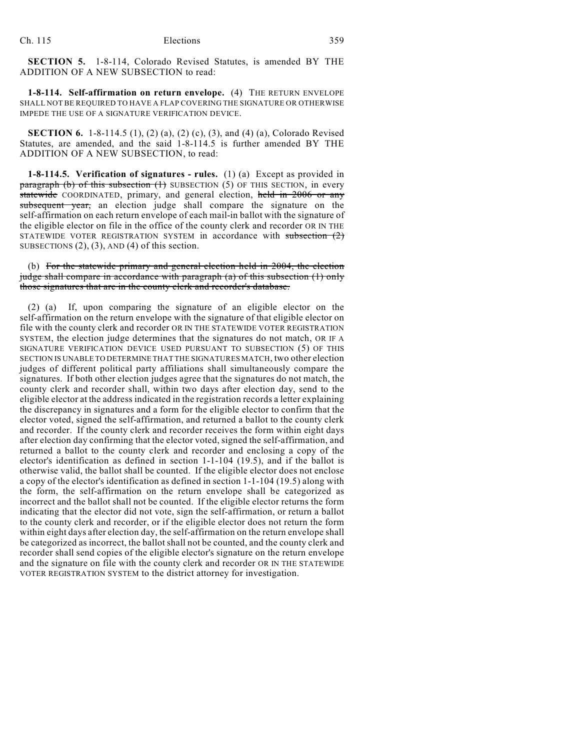**SECTION 5.** 1-8-114, Colorado Revised Statutes, is amended BY THE ADDITION OF A NEW SUBSECTION to read:

**1-8-114. Self-affirmation on return envelope.** (4) THE RETURN ENVELOPE SHALL NOT BE REQUIRED TO HAVE A FLAP COVERING THE SIGNATURE OR OTHERWISE IMPEDE THE USE OF A SIGNATURE VERIFICATION DEVICE.

**SECTION 6.** 1-8-114.5 (1), (2) (a), (2) (c), (3), and (4) (a), Colorado Revised Statutes, are amended, and the said 1-8-114.5 is further amended BY THE ADDITION OF A NEW SUBSECTION, to read:

**1-8-114.5. Verification of signatures - rules.** (1) (a) Except as provided in ~~paragraph (b) of this subsection (1)~~ SUBSECTION (5) OF THIS SECTION, in every ~~statewide~~ COORDINATED, primary, and general election, ~~held in 2006 or any subsequent year,~~ an election judge shall compare the signature on the self-affirmation on each return envelope of each mail-in ballot with the signature of the eligible elector on file in the office of the county clerk and recorder OR IN THE STATEWIDE VOTER REGISTRATION SYSTEM in accordance with ~~subsection (2)~~ SUBSECTIONS (2), (3), AND (4) of this section.

(b) ~~For the statewide primary and general election held in 2004, the election judge shall compare in accordance with paragraph (a) of this subsection (1) only those signatures that are in the county clerk and recorder's database.~~

(2) (a) If, upon comparing the signature of an eligible elector on the self-affirmation on the return envelope with the signature of that eligible elector on file with the county clerk and recorder OR IN THE STATEWIDE VOTER REGISTRATION SYSTEM, the election judge determines that the signatures do not match, OR IF A SIGNATURE VERIFICATION DEVICE USED PURSUANT TO SUBSECTION (5) OF THIS SECTION IS UNABLE TO DETERMINE THAT THE SIGNATURES MATCH, two other election judges of different political party affiliations shall simultaneously compare the signatures. If both other election judges agree that the signatures do not match, the county clerk and recorder shall, within two days after election day, send to the eligible elector at the address indicated in the registration records a letter explaining the discrepancy in signatures and a form for the eligible elector to confirm that the elector voted, signed the self-affirmation, and returned a ballot to the county clerk and recorder. If the county clerk and recorder receives the form within eight days after election day confirming that the elector voted, signed the self-affirmation, and returned a ballot to the county clerk and recorder and enclosing a copy of the elector's identification as defined in section 1-1-104 (19.5), and if the ballot is otherwise valid, the ballot shall be counted. If the eligible elector does not enclose a copy of the elector's identification as defined in section 1-1-104 (19.5) along with the form, the self-affirmation on the return envelope shall be categorized as incorrect and the ballot shall not be counted. If the eligible elector returns the form indicating that the elector did not vote, sign the self-affirmation, or return a ballot to the county clerk and recorder, or if the eligible elector does not return the form within eight days after election day, the self-affirmation on the return envelope shall be categorized as incorrect, the ballot shall not be counted, and the county clerk and recorder shall send copies of the eligible elector's signature on the return envelope and the signature on file with the county clerk and recorder OR IN THE STATEWIDE VOTER REGISTRATION SYSTEM to the district attorney for investigation.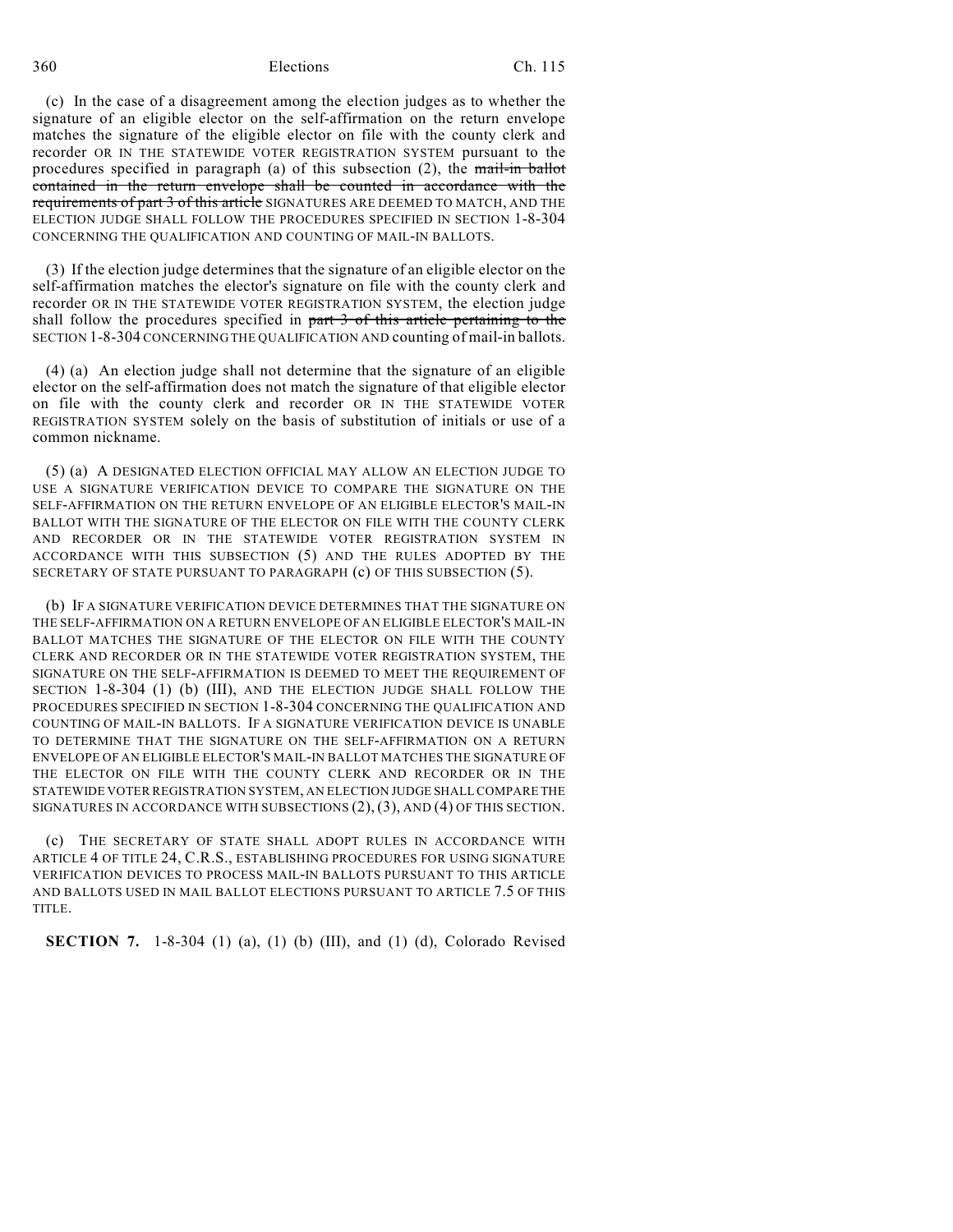(c) In the case of a disagreement among the election judges as to whether the signature of an eligible elector on the self-affirmation on the return envelope matches the signature of the eligible elector on file with the county clerk and recorder OR IN THE STATEWIDE VOTER REGISTRATION SYSTEM pursuant to the procedures specified in paragraph (a) of this subsection (2), the ~~mail-in ballot contained in the return envelope shall be counted in accordance with the requirements of part 3 of this article~~ SIGNATURES ARE DEEMED TO MATCH, AND THE ELECTION JUDGE SHALL FOLLOW THE PROCEDURES SPECIFIED IN SECTION 1-8-304 CONCERNING THE QUALIFICATION AND COUNTING OF MAIL-IN BALLOTS.

(3) If the election judge determines that the signature of an eligible elector on the self-affirmation matches the elector's signature on file with the county clerk and recorder OR IN THE STATEWIDE VOTER REGISTRATION SYSTEM, the election judge shall follow the procedures specified in ~~part 3 of this article pertaining to the~~ SECTION 1-8-304 CONCERNING THE QUALIFICATION AND counting of mail-in ballots.

(4) (a) An election judge shall not determine that the signature of an eligible elector on the self-affirmation does not match the signature of that eligible elector on file with the county clerk and recorder OR IN THE STATEWIDE VOTER REGISTRATION SYSTEM solely on the basis of substitution of initials or use of a common nickname.

(5) (a) A DESIGNATED ELECTION OFFICIAL MAY ALLOW AN ELECTION JUDGE TO USE A SIGNATURE VERIFICATION DEVICE TO COMPARE THE SIGNATURE ON THE SELF-AFFIRMATION ON THE RETURN ENVELOPE OF AN ELIGIBLE ELECTOR'S MAIL-IN BALLOT WITH THE SIGNATURE OF THE ELECTOR ON FILE WITH THE COUNTY CLERK AND RECORDER OR IN THE STATEWIDE VOTER REGISTRATION SYSTEM IN ACCORDANCE WITH THIS SUBSECTION (5) AND THE RULES ADOPTED BY THE SECRETARY OF STATE PURSUANT TO PARAGRAPH (c) OF THIS SUBSECTION (5).

(b) IF A SIGNATURE VERIFICATION DEVICE DETERMINES THAT THE SIGNATURE ON THE SELF-AFFIRMATION ON A RETURN ENVELOPE OF AN ELIGIBLE ELECTOR'S MAIL-IN BALLOT MATCHES THE SIGNATURE OF THE ELECTOR ON FILE WITH THE COUNTY CLERK AND RECORDER OR IN THE STATEWIDE VOTER REGISTRATION SYSTEM, THE SIGNATURE ON THE SELF-AFFIRMATION IS DEEMED TO MEET THE REQUIREMENT OF SECTION 1-8-304 (1) (b) (III), AND THE ELECTION JUDGE SHALL FOLLOW THE PROCEDURES SPECIFIED IN SECTION 1-8-304 CONCERNING THE QUALIFICATION AND COUNTING OF MAIL-IN BALLOTS. IF A SIGNATURE VERIFICATION DEVICE IS UNABLE TO DETERMINE THAT THE SIGNATURE ON THE SELF-AFFIRMATION ON A RETURN ENVELOPE OF AN ELIGIBLE ELECTOR'S MAIL-IN BALLOT MATCHES THE SIGNATURE OF THE ELECTOR ON FILE WITH THE COUNTY CLERK AND RECORDER OR IN THE STATEWIDE VOTER REGISTRATION SYSTEM, AN ELECTION JUDGE SHALL COMPARE THE SIGNATURES IN ACCORDANCE WITH SUBSECTIONS (2), (3), AND (4) OF THIS SECTION.

(c) THE SECRETARY OF STATE SHALL ADOPT RULES IN ACCORDANCE WITH ARTICLE 4 OF TITLE 24, C.R.S., ESTABLISHING PROCEDURES FOR USING SIGNATURE VERIFICATION DEVICES TO PROCESS MAIL-IN BALLOTS PURSUANT TO THIS ARTICLE AND BALLOTS USED IN MAIL BALLOT ELECTIONS PURSUANT TO ARTICLE 7.5 OF THIS TITLE.

**SECTION 7.** 1-8-304 (1) (a), (1) (b) (III), and (1) (d), Colorado Revised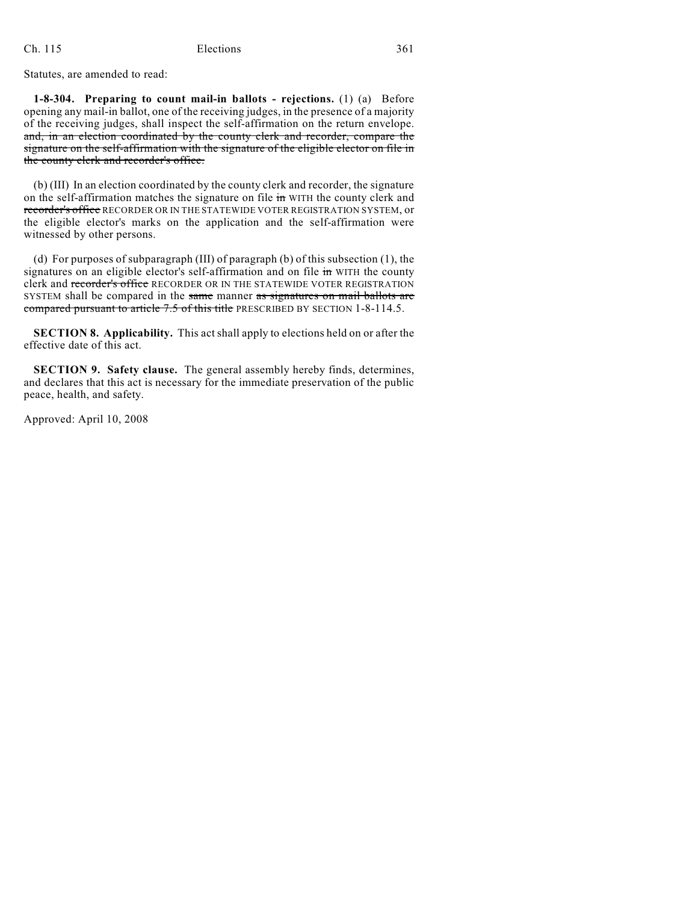Statutes, are amended to read:

**1-8-304. Preparing to count mail-in ballots - rejections.** (1) (a) Before opening any mail-in ballot, one of the receiving judges, in the presence of a majority of the receiving judges, shall inspect the self-affirmation on the return envelope. ~~and, in an election coordinated by the county clerk and recorder, compare the signature on the self-affirmation with the signature of the eligible elector on file in the county clerk and recorder's office.~~

(b) (III) In an election coordinated by the county clerk and recorder, the signature on the self-affirmation matches the signature on file ~~in~~ WITH the county clerk and ~~recorder's office~~ RECORDER OR IN THE STATEWIDE VOTER REGISTRATION SYSTEM, or the eligible elector's marks on the application and the self-affirmation were witnessed by other persons.

(d) For purposes of subparagraph (III) of paragraph (b) of this subsection (1), the signatures on an eligible elector's self-affirmation and on file ~~in~~ WITH the county clerk and ~~recorder's office~~ RECORDER OR IN THE STATEWIDE VOTER REGISTRATION SYSTEM shall be compared in the ~~same~~ manner ~~as signatures on mail ballots are compared pursuant to article 7.5 of this title~~ PRESCRIBED BY SECTION 1-8-114.5.

**SECTION 8. Applicability.** This act shall apply to elections held on or after the effective date of this act.

**SECTION 9. Safety clause.** The general assembly hereby finds, determines, and declares that this act is necessary for the immediate preservation of the public peace, health, and safety.

Approved: April 10, 2008